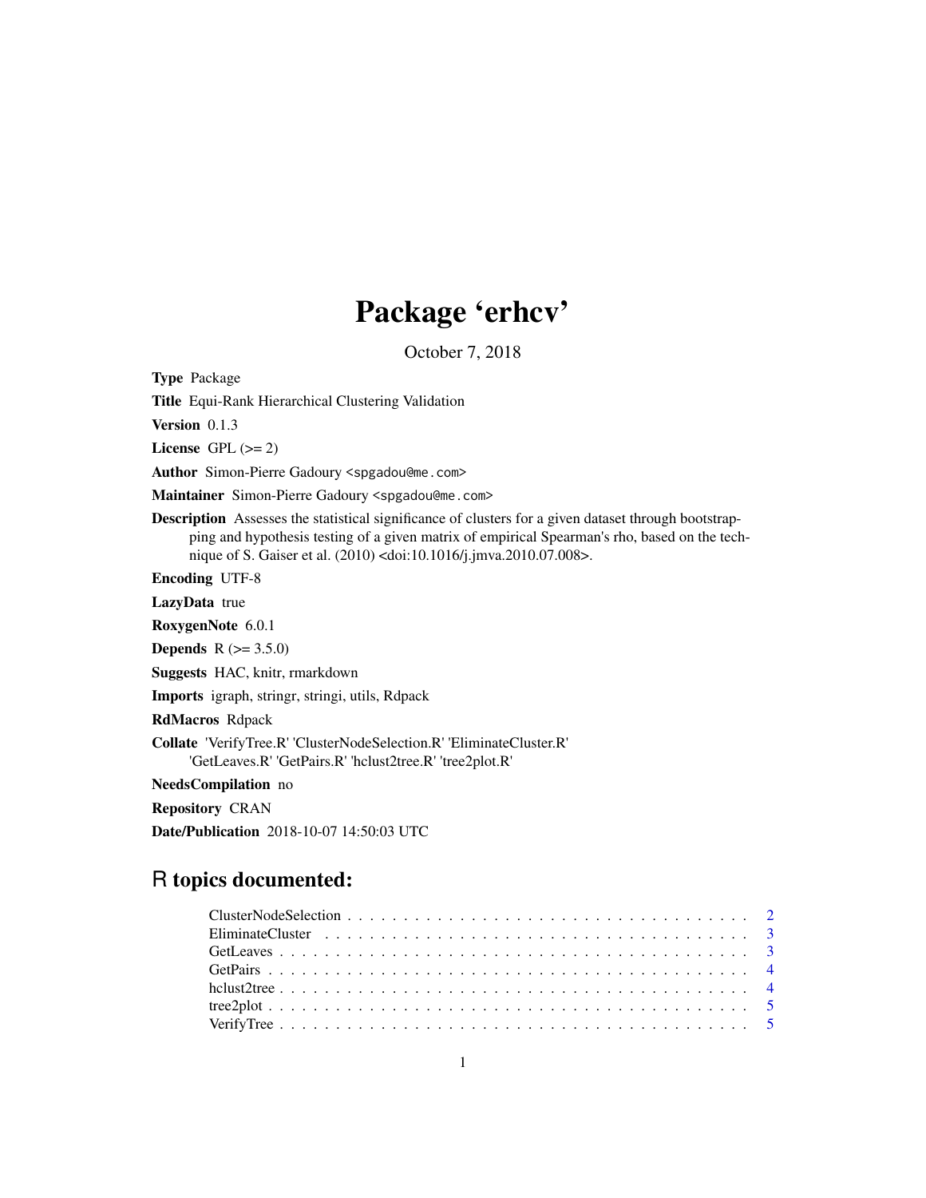# Package 'erhcv'

October 7, 2018

**Type** Package

**Title** Equi-Rank Hierarchical Clustering Validation

**Version** 0.1.3

**License** GPL (>= 2)

**Author** Simon-Pierre Gadoury <spgadou@me.com>

**Maintainer** Simon-Pierre Gadoury <spgadou@me.com>

**Description** Assesses the statistical significance of clusters for a given dataset through bootstrapping and hypothesis testing of a given matrix of empirical Spearman's rho, based on the technique of S. Gaiser et al. (2010) <doi:10.1016/j.jmva.2010.07.008>.

**Encoding** UTF-8

**LazyData** true

**RoxygenNote** 6.0.1

**Depends** R (>= 3.5.0)

**Suggests** HAC, knitr, rmarkdown

**Imports** igraph, stringr, stringi, utils, Rdpack

**RdMacros** Rdpack

**Collate** 'VerifyTree.R' 'ClusterNodeSelection.R' 'EliminateCluster.R' 'GetLeaves.R' 'GetPairs.R' 'hclust2tree.R' 'tree2plot.R'

**NeedsCompilation** no

**Repository** CRAN

**Date/Publication** 2018-10-07 14:50:03 UTC

## R topics documented:

- ClusterNodeSelection . . . . . . . . . . . . . . . . . . . . . . . . . . . . . . . . . . . . 2
- EliminateCluster . . . . . . . . . . . . . . . . . . . . . . . . . . . . . . . . . . . . . . 3
- GetLeaves . . . . . . . . . . . . . . . . . . . . . . . . . . . . . . . . . . . . . . . . . . 3
- GetPairs . . . . . . . . . . . . . . . . . . . . . . . . . . . . . . . . . . . . . . . . . . . 4
- hclust2tree . . . . . . . . . . . . . . . . . . . . . . . . . . . . . . . . . . . . . . . . . 4
- tree2plot . . . . . . . . . . . . . . . . . . . . . . . . . . . . . . . . . . . . . . . . . . 5
- VerifyTree . . . . . . . . . . . . . . . . . . . . . . . . . . . . . . . . . . . . . . . . . 5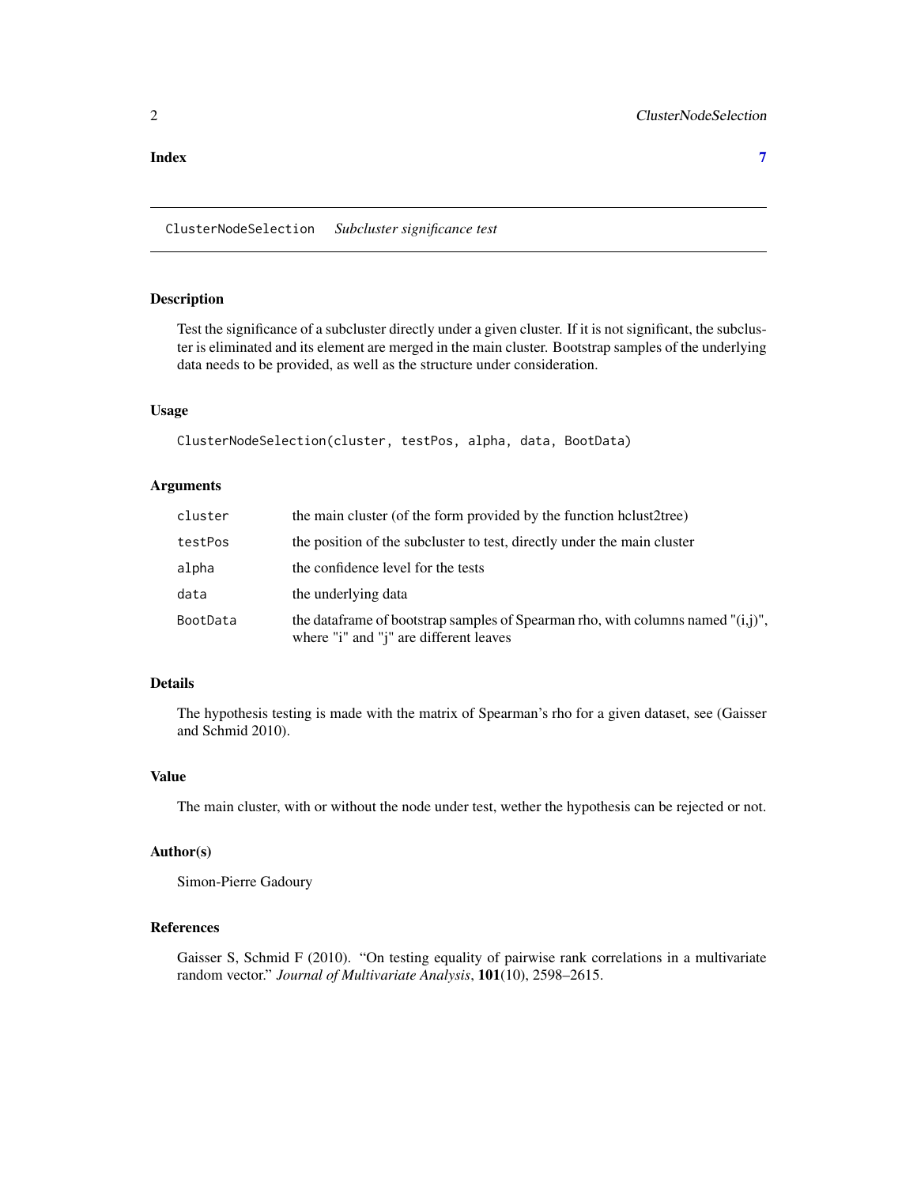**Index** **7**

ClusterNodeSelection    *Subcluster significance test*

## Description

Test the significance of a subcluster directly under a given cluster. If it is not significant, the subcluster is eliminated and its element are merged in the main cluster. Bootstrap samples of the underlying data needs to be provided, as well as the structure under consideration.

## Usage

```
ClusterNodeSelection(cluster, testPos, alpha, data, BootData)
```

## Arguments

| | |
|---|---|
| `cluster` | the main cluster (of the form provided by the function hclust2tree) |
| `testPos` | the position of the subcluster to test, directly under the main cluster |
| `alpha` | the confidence level for the tests |
| `data` | the underlying data |
| `BootData` | the dataframe of bootstrap samples of Spearman rho, with columns named "(i,j)", where "i" and "j" are different leaves |

## Details

The hypothesis testing is made with the matrix of Spearman's rho for a given dataset, see (Gaisser and Schmid 2010).

## Value

The main cluster, with or without the node under test, wether the hypothesis can be rejected or not.

## Author(s)

Simon-Pierre Gadoury

## References

Gaisser S, Schmid F (2010). "On testing equality of pairwise rank correlations in a multivariate random vector." *Journal of Multivariate Analysis*, **101**(10), 2598–2615.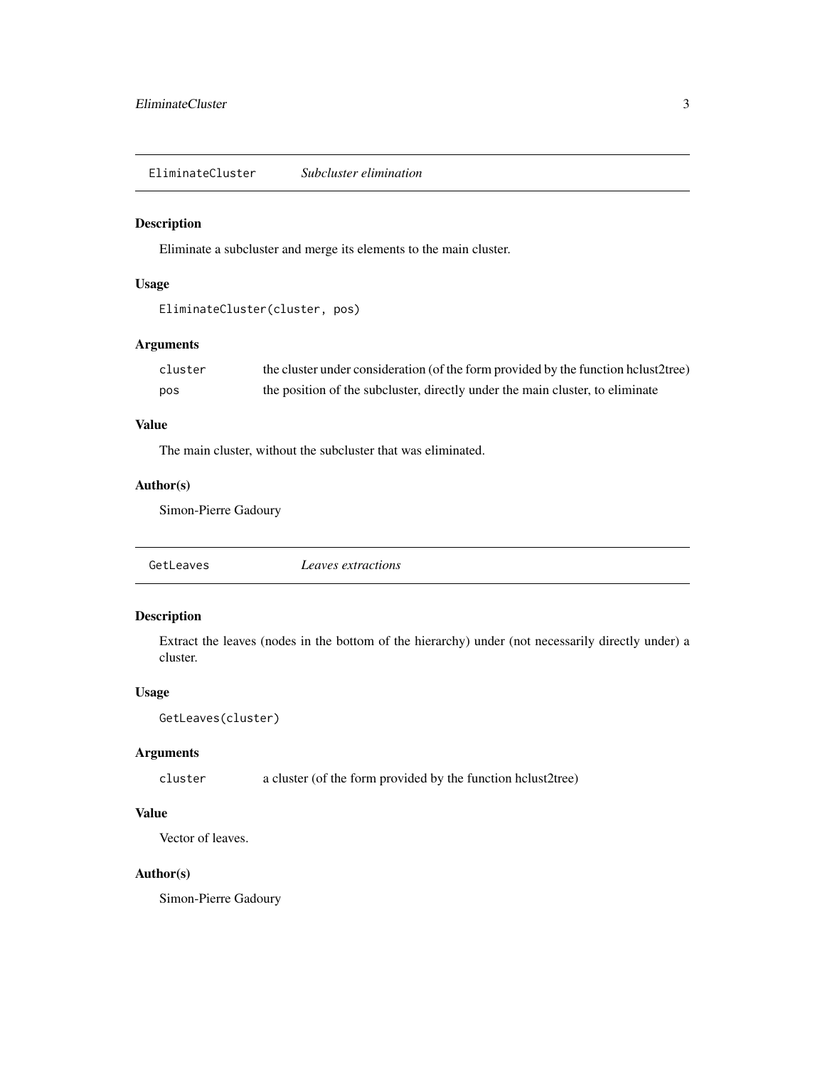## EliminateCluster — *Subcluster elimination*

### Description

Eliminate a subcluster and merge its elements to the main cluster.

### Usage

```
EliminateCluster(cluster, pos)
```

### Arguments

| | |
|---|---|
| `cluster` | the cluster under consideration (of the form provided by the function hclust2tree) |
| `pos` | the position of the subcluster, directly under the main cluster, to eliminate |

### Value

The main cluster, without the subcluster that was eliminated.

### Author(s)

Simon-Pierre Gadoury

## GetLeaves — *Leaves extractions*

### Description

Extract the leaves (nodes in the bottom of the hierarchy) under (not necessarily directly under) a cluster.

### Usage

```
GetLeaves(cluster)
```

### Arguments

| | |
|---|---|
| `cluster` | a cluster (of the form provided by the function hclust2tree) |

### Value

Vector of leaves.

### Author(s)

Simon-Pierre Gadoury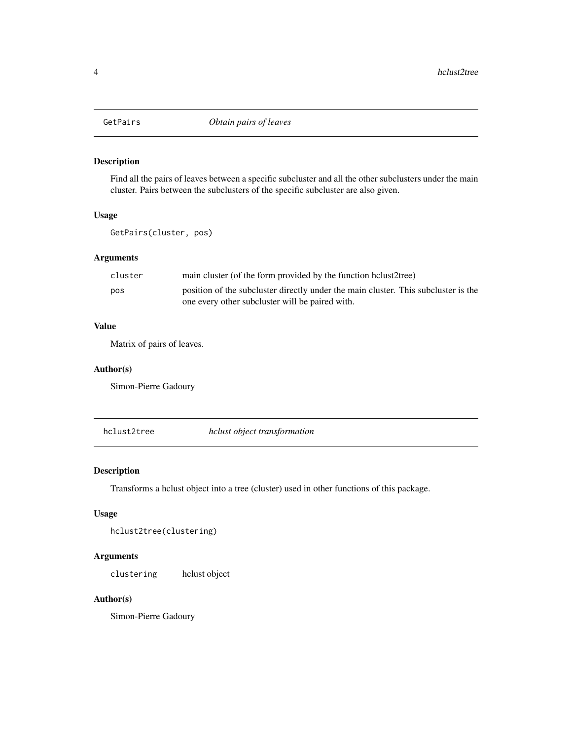## GetPairs *Obtain pairs of leaves*

### Description

Find all the pairs of leaves between a specific subcluster and all the other subclusters under the main cluster. Pairs between the subclusters of the specific subcluster are also given.

### Usage

```
GetPairs(cluster, pos)
```

### Arguments

| | |
|---|---|
| `cluster` | main cluster (of the form provided by the function hclust2tree) |
| `pos` | position of the subcluster directly under the main cluster. This subcluster is the one every other subcluster will be paired with. |

### Value

Matrix of pairs of leaves.

### Author(s)

Simon-Pierre Gadoury

## hclust2tree *hclust object transformation*

### Description

Transforms a hclust object into a tree (cluster) used in other functions of this package.

### Usage

```
hclust2tree(clustering)
```

### Arguments

| | |
|---|---|
| `clustering` | hclust object |

### Author(s)

Simon-Pierre Gadoury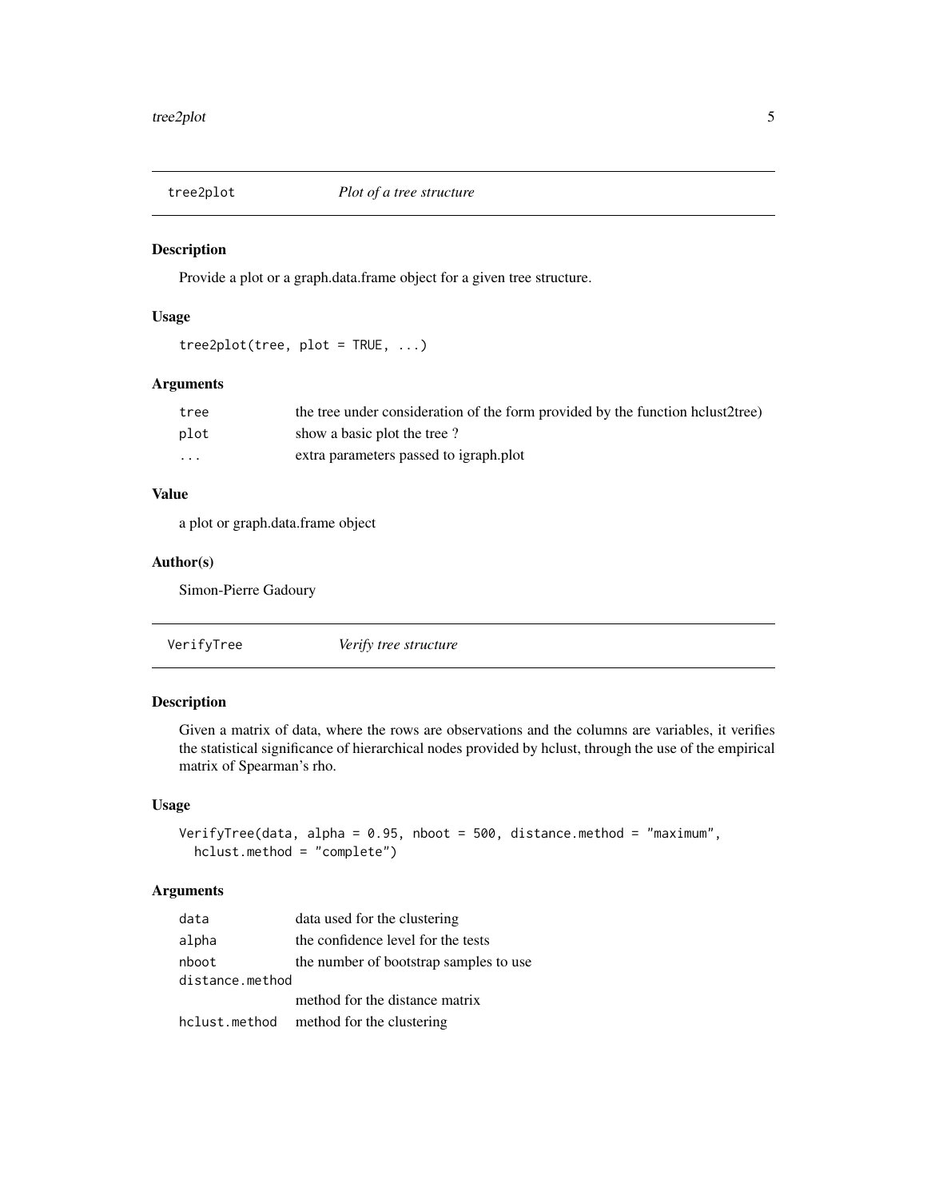## tree2plot *Plot of a tree structure*

### Description

Provide a plot or a graph.data.frame object for a given tree structure.

### Usage

```
tree2plot(tree, plot = TRUE, ...)
```

### Arguments

| | |
|---|---|
| tree | the tree under consideration of the form provided by the function hclust2tree) |
| plot | show a basic plot the tree ? |
| ... | extra parameters passed to igraph.plot |

### Value

a plot or graph.data.frame object

### Author(s)

Simon-Pierre Gadoury

## VerifyTree *Verify tree structure*

### Description

Given a matrix of data, where the rows are observations and the columns are variables, it verifies the statistical significance of hierarchical nodes provided by hclust, through the use of the empirical matrix of Spearman's rho.

### Usage

```
VerifyTree(data, alpha = 0.95, nboot = 500, distance.method = "maximum",
  hclust.method = "complete")
```

### Arguments

| | |
|---|---|
| data | data used for the clustering |
| alpha | the confidence level for the tests |
| nboot | the number of bootstrap samples to use |
| distance.method | method for the distance matrix |
| hclust.method | method for the clustering |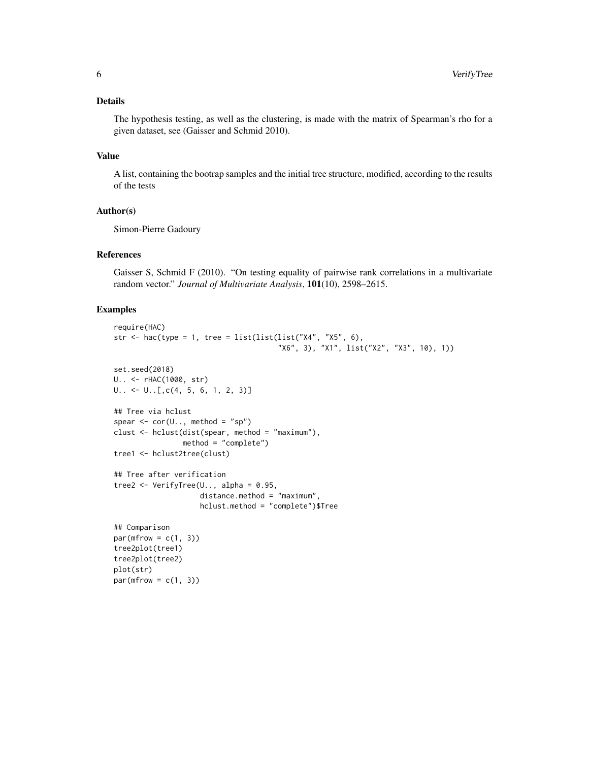## Details

The hypothesis testing, as well as the clustering, is made with the matrix of Spearman's rho for a given dataset, see (Gaisser and Schmid 2010).

## Value

A list, containing the bootrap samples and the initial tree structure, modified, according to the results of the tests

## Author(s)

Simon-Pierre Gadoury

## References

Gaisser S, Schmid F (2010). "On testing equality of pairwise rank correlations in a multivariate random vector." *Journal of Multivariate Analysis*, **101**(10), 2598–2615.

## Examples

```
require(HAC)
str <- hac(type = 1, tree = list(list(list("X4", "X5", 6),
                                      "X6", 3), "X1", list("X2", "X3", 10), 1))

set.seed(2018)
U.. <- rHAC(1000, str)
U.. <- U..[,c(4, 5, 6, 1, 2, 3)]

## Tree via hclust
spear <- cor(U.., method = "sp")
clust <- hclust(dist(spear, method = "maximum"),
                method = "complete")
tree1 <- hclust2tree(clust)

## Tree after verification
tree2 <- VerifyTree(U.., alpha = 0.95,
                    distance.method = "maximum",
                    hclust.method = "complete")$Tree

## Comparison
par(mfrow = c(1, 3))
tree2plot(tree1)
tree2plot(tree2)
plot(str)
par(mfrow = c(1, 3))
```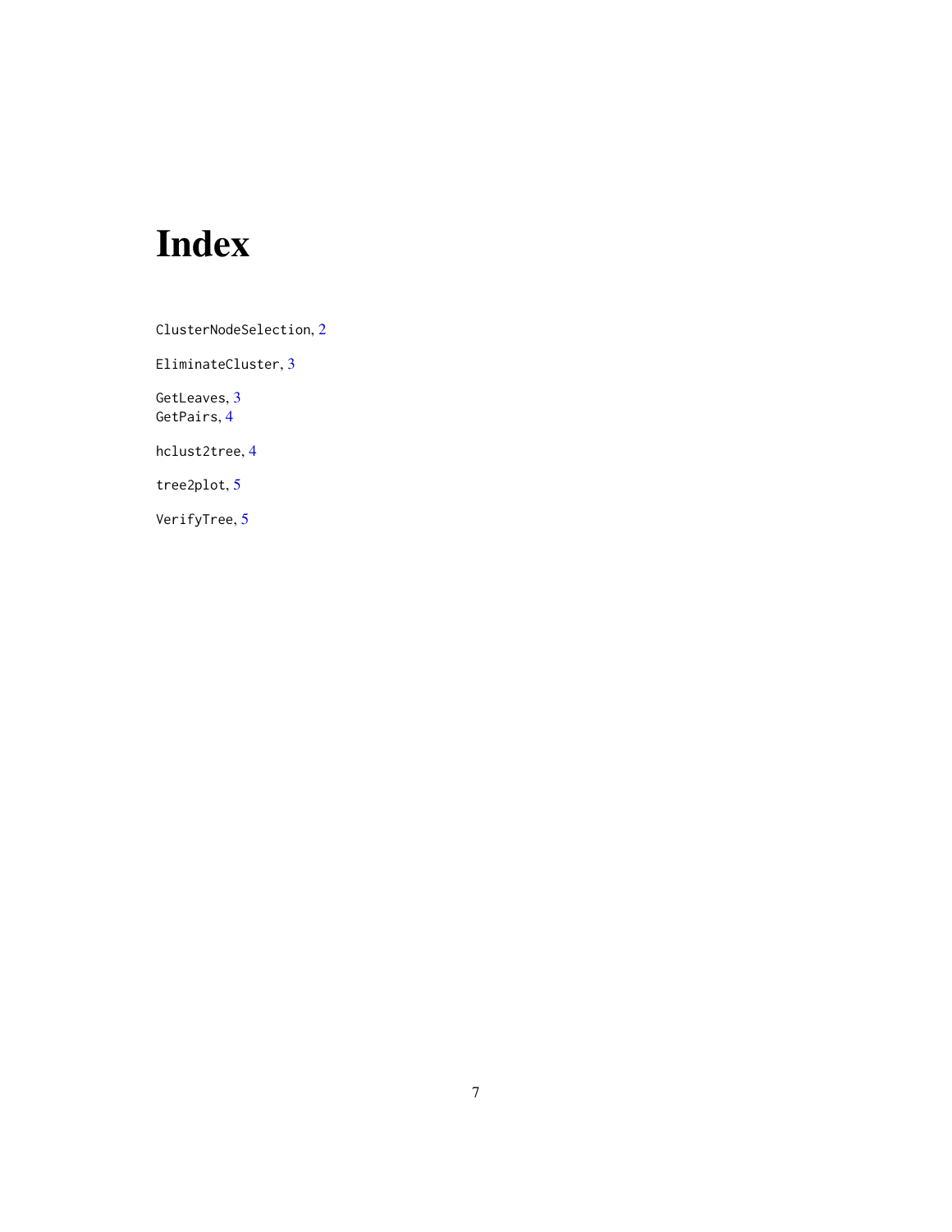# Index

ClusterNodeSelection, 2

EliminateCluster, 3

GetLeaves, 3
GetPairs, 4

hclust2tree, 4

tree2plot, 5

VerifyTree, 5